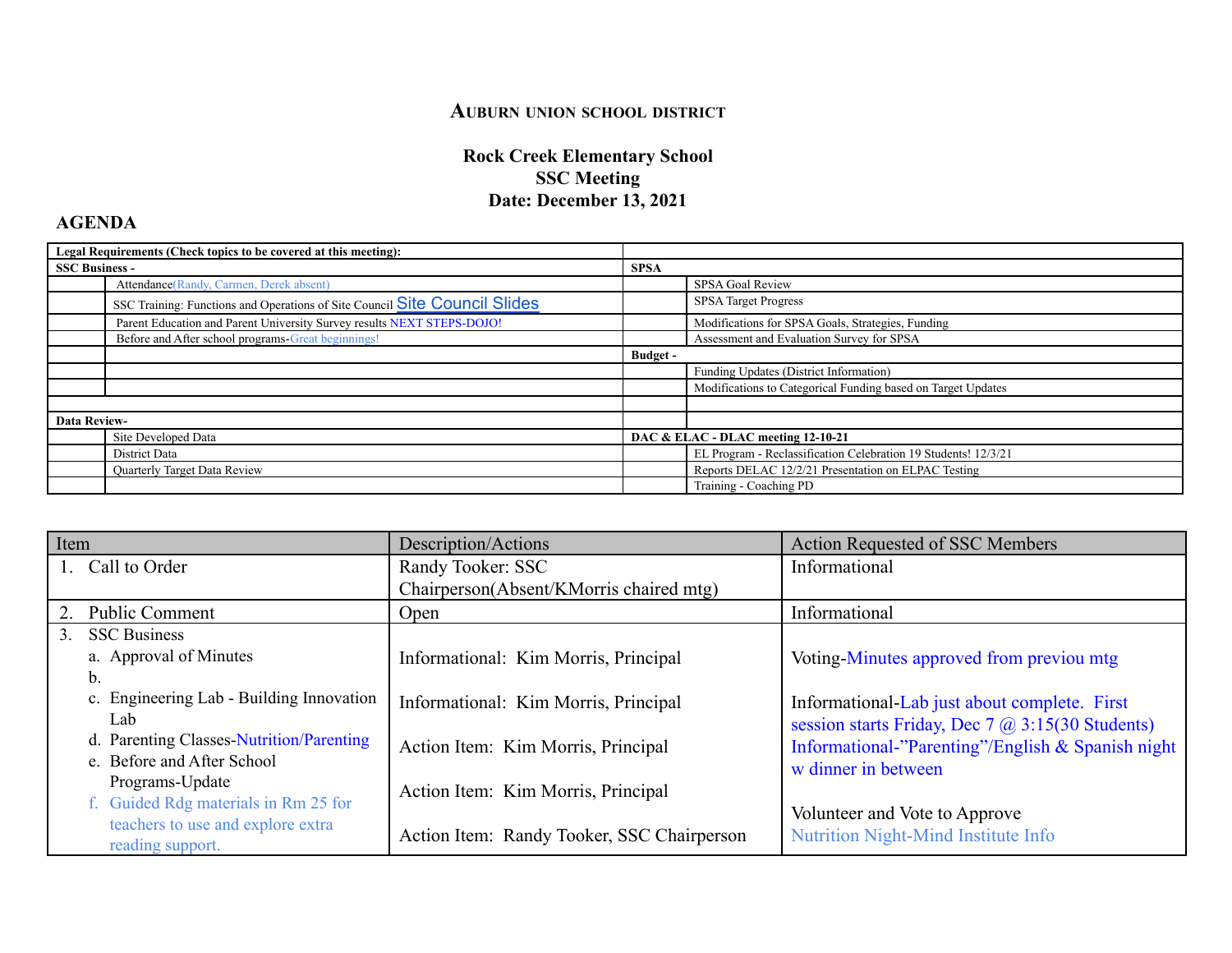**AUBURN UNION SCHOOL DISTRICT**

**Rock Creek Elementary School**
**SSC Meeting**
**Date: December 13, 2021**

## AGENDA

| Legal Requirements (Check topics to be covered at this meeting): | | | |
|---|---|---|---|
| **SSC Business -** | | **SPSA** | |
| | Attendance(Randy, Carmen, Derek absent) | | SPSA Goal Review |
| | SSC Training: Functions and Operations of Site Council Site Council Slides | | SPSA Target Progress |
| | Parent Education and Parent University Survey results NEXT STEPS-DOJO! | | Modifications for SPSA Goals, Strategies, Funding |
| | Before and After school programs-Great beginnings! | | Assessment and Evaluation Survey for SPSA |
| | | **Budget -** | |
| | | | Funding Updates (District Information) |
| | | | Modifications to Categorical Funding based on Target Updates |
| | | | |
| **Data Review-** | | | |
| | Site Developed Data | **DAC & ELAC - DLAC meeting 12-10-21** | |
| | District Data | | EL Program - Reclassification Celebration 19 Students! 12/3/21 |
| | Quarterly Target Data Review | | Reports DELAC 12/2/21 Presentation on ELPAC Testing |
| | | | Training - Coaching PD |

| Item | Description/Actions | Action Requested of SSC Members |
|---|---|---|
| 1. Call to Order | Randy Tooker: SSC Chairperson(Absent/KMorris chaired mtg) | Informational |
| 2. Public Comment | Open | Informational |
| 3. SSC Business<br>a. Approval of Minutes<br>b.<br>c. Engineering Lab - Building Innovation Lab<br>d. Parenting Classes-Nutrition/Parenting<br>e. Before and After School Programs-Update<br>f. Guided Rdg materials in Rm 25 for teachers to use and explore extra reading support. | Informational: Kim Morris, Principal<br><br>Informational: Kim Morris, Principal<br><br>Action Item: Kim Morris, Principal<br><br>Action Item: Kim Morris, Principal<br><br>Action Item: Randy Tooker, SSC Chairperson | Voting-Minutes approved from previou mtg<br><br>Informational-Lab just about complete. First session starts Friday, Dec 7 @ 3:15(30 Students)<br>Informational-"Parenting"/English & Spanish night w dinner in between<br><br>Volunteer and Vote to Approve<br>Nutrition Night-Mind Institute Info |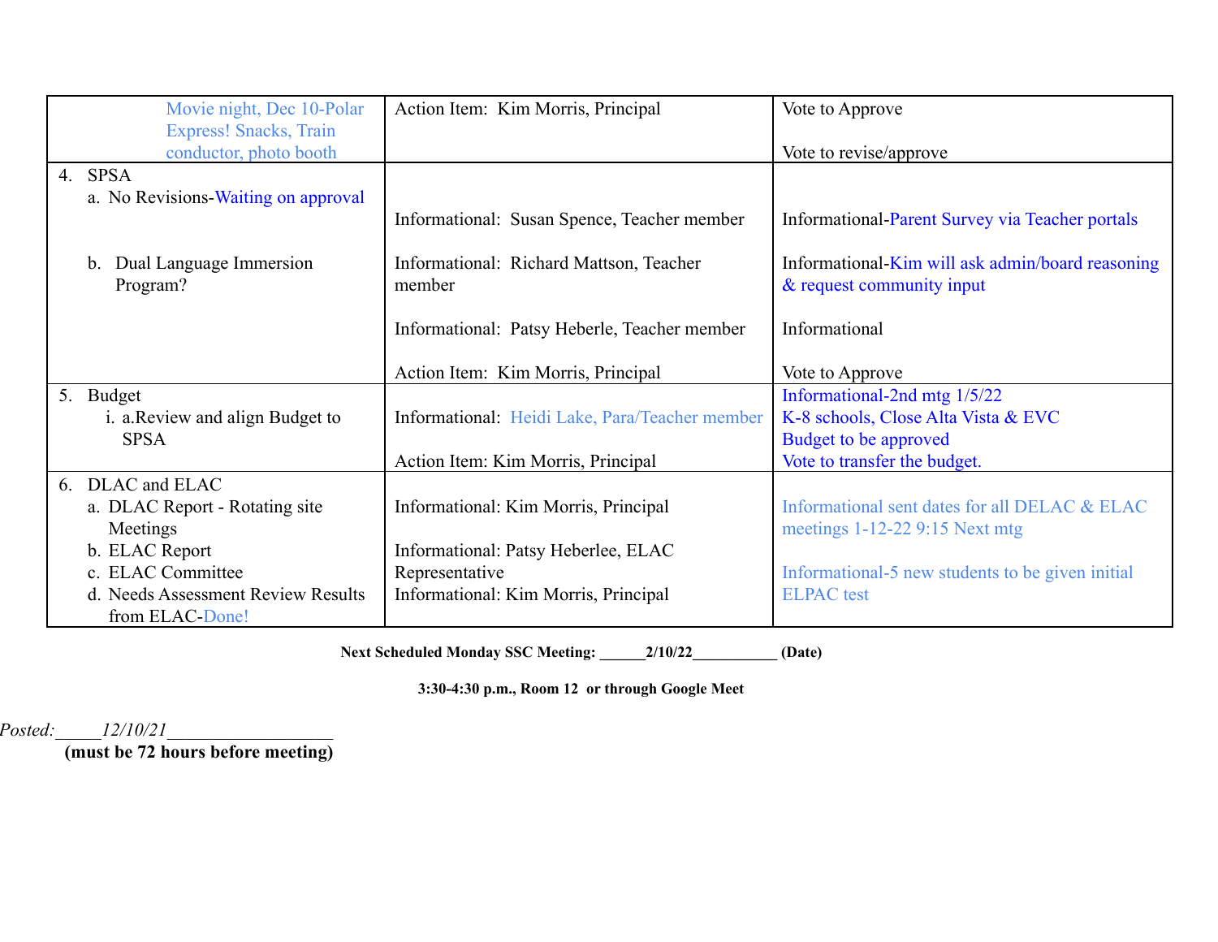| | | |
|---|---|---|
| Movie night, Dec 10-Polar Express! Snacks, Train conductor, photo booth | Action Item: Kim Morris, Principal | Vote to Approve<br><br>Vote to revise/approve |
| 4. SPSA<br>a. No Revisions-Waiting on approval<br><br><br>b. Dual Language Immersion Program? | Informational: Susan Spence, Teacher member<br><br>Informational: Richard Mattson, Teacher member<br><br>Informational: Patsy Heberle, Teacher member<br><br>Action Item: Kim Morris, Principal | Informational-Parent Survey via Teacher portals<br><br>Informational-Kim will ask admin/board reasoning & request community input<br><br>Informational<br><br>Vote to Approve |
| 5. Budget<br>i. a.Review and align Budget to SPSA | Informational: Heidi Lake, Para/Teacher member<br><br>Action Item: Kim Morris, Principal | Informational-2nd mtg 1/5/22<br>K-8 schools, Close Alta Vista & EVC<br>Budget to be approved<br>Vote to transfer the budget. |
| 6. DLAC and ELAC<br>a. DLAC Report - Rotating site Meetings<br>b. ELAC Report<br>c. ELAC Committee<br>d. Needs Assessment Review Results from ELAC-Done! | Informational: Kim Morris, Principal<br><br>Informational: Patsy Heberlee, ELAC Representative<br>Informational: Kim Morris, Principal | Informational sent dates for all DELAC & ELAC meetings 1-12-22 9:15 Next mtg<br><br>Informational-5 new students to be given initial ELPAC test |

**Next Scheduled Monday SSC Meeting: ______2/10/22___________ (Date)**

**3:30-4:30 p.m., Room 12 or through Google Meet**

*Posted:______12/10/21___________________*
**(must be 72 hours before meeting)**